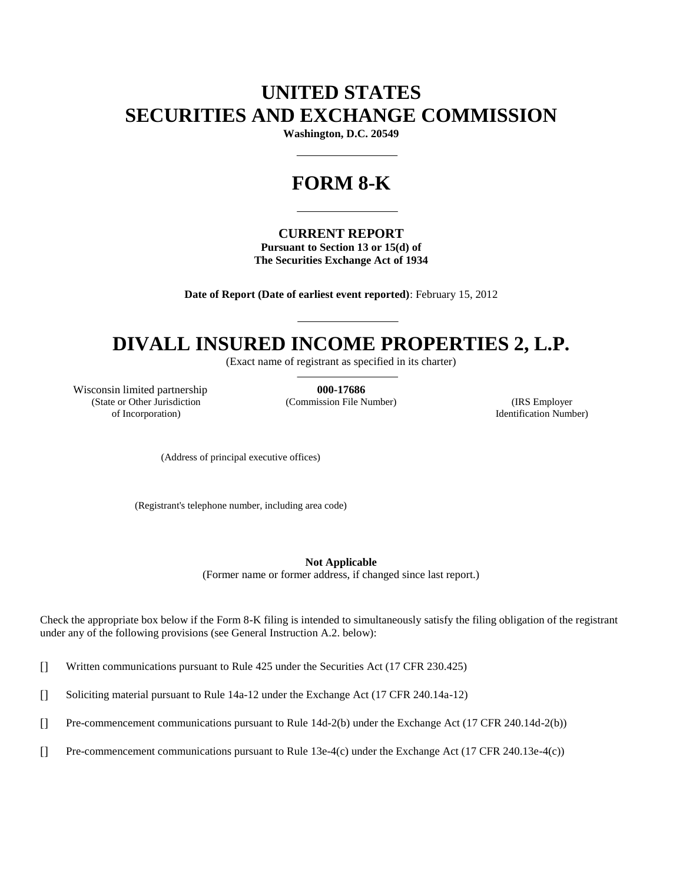# UNITED STATES
# SECURITIES AND EXCHANGE COMMISSION

**Washington, D.C. 20549**

---

# FORM 8-K

---

**CURRENT REPORT**
**Pursuant to Section 13 or 15(d) of**
**The Securities Exchange Act of 1934**

**Date of Report (Date of earliest event reported)**: February 15, 2012

---

# DIVALL INSURED INCOME PROPERTIES 2, L.P.

(Exact name of registrant as specified in its charter)

---

| Wisconsin limited partnership | **000-17686** | |
|---|---|---|
| (State or Other Jurisdiction of Incorporation) | (Commission File Number) | (IRS Employer Identification Number) |

(Address of principal executive offices)

(Registrant's telephone number, including area code)

**Not Applicable**
(Former name or former address, if changed since last report.)

Check the appropriate box below if the Form 8-K filing is intended to simultaneously satisfy the filing obligation of the registrant under any of the following provisions (see General Instruction A.2. below):

[] Written communications pursuant to Rule 425 under the Securities Act (17 CFR 230.425)

[] Soliciting material pursuant to Rule 14a-12 under the Exchange Act (17 CFR 240.14a-12)

[] Pre-commencement communications pursuant to Rule 14d-2(b) under the Exchange Act (17 CFR 240.14d-2(b))

[] Pre-commencement communications pursuant to Rule 13e-4(c) under the Exchange Act (17 CFR 240.13e-4(c))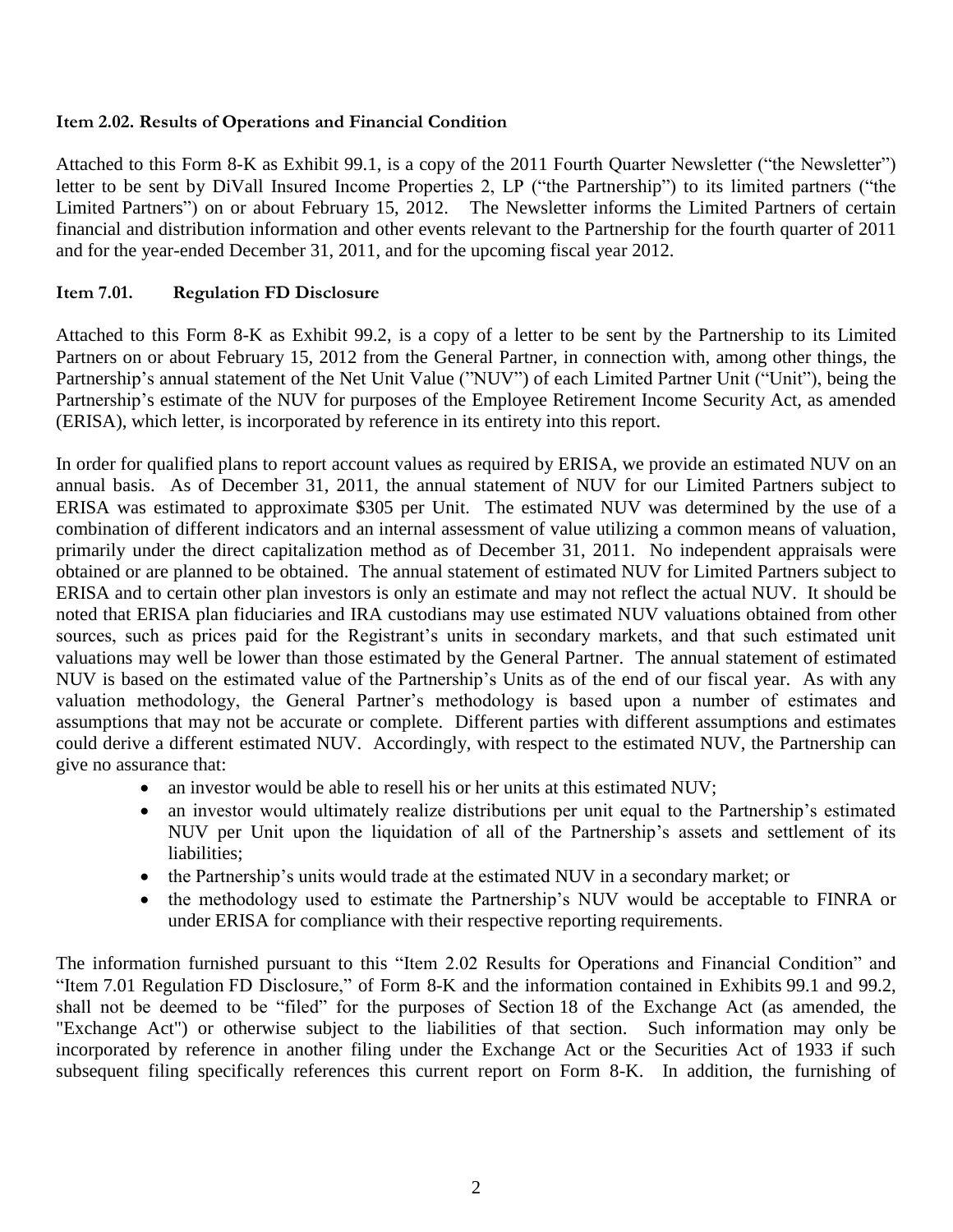**Item 2.02. Results of Operations and Financial Condition**

Attached to this Form 8-K as Exhibit 99.1, is a copy of the 2011 Fourth Quarter Newsletter ("the Newsletter") letter to be sent by DiVall Insured Income Properties 2, LP ("the Partnership") to its limited partners ("the Limited Partners") on or about February 15, 2012. The Newsletter informs the Limited Partners of certain financial and distribution information and other events relevant to the Partnership for the fourth quarter of 2011 and for the year-ended December 31, 2011, and for the upcoming fiscal year 2012.

**Item 7.01. Regulation FD Disclosure**

Attached to this Form 8-K as Exhibit 99.2, is a copy of a letter to be sent by the Partnership to its Limited Partners on or about February 15, 2012 from the General Partner, in connection with, among other things, the Partnership's annual statement of the Net Unit Value ("NUV") of each Limited Partner Unit ("Unit"), being the Partnership's estimate of the NUV for purposes of the Employee Retirement Income Security Act, as amended (ERISA), which letter, is incorporated by reference in its entirety into this report.

In order for qualified plans to report account values as required by ERISA, we provide an estimated NUV on an annual basis. As of December 31, 2011, the annual statement of NUV for our Limited Partners subject to ERISA was estimated to approximate $305 per Unit. The estimated NUV was determined by the use of a combination of different indicators and an internal assessment of value utilizing a common means of valuation, primarily under the direct capitalization method as of December 31, 2011. No independent appraisals were obtained or are planned to be obtained. The annual statement of estimated NUV for Limited Partners subject to ERISA and to certain other plan investors is only an estimate and may not reflect the actual NUV. It should be noted that ERISA plan fiduciaries and IRA custodians may use estimated NUV valuations obtained from other sources, such as prices paid for the Registrant's units in secondary markets, and that such estimated unit valuations may well be lower than those estimated by the General Partner. The annual statement of estimated NUV is based on the estimated value of the Partnership's Units as of the end of our fiscal year. As with any valuation methodology, the General Partner's methodology is based upon a number of estimates and assumptions that may not be accurate or complete. Different parties with different assumptions and estimates could derive a different estimated NUV. Accordingly, with respect to the estimated NUV, the Partnership can give no assurance that:

- an investor would be able to resell his or her units at this estimated NUV;
- an investor would ultimately realize distributions per unit equal to the Partnership's estimated NUV per Unit upon the liquidation of all of the Partnership's assets and settlement of its liabilities;
- the Partnership's units would trade at the estimated NUV in a secondary market; or
- the methodology used to estimate the Partnership's NUV would be acceptable to FINRA or under ERISA for compliance with their respective reporting requirements.

The information furnished pursuant to this "Item 2.02 Results for Operations and Financial Condition" and "Item 7.01 Regulation FD Disclosure," of Form 8-K and the information contained in Exhibits 99.1 and 99.2, shall not be deemed to be "filed" for the purposes of Section 18 of the Exchange Act (as amended, the "Exchange Act") or otherwise subject to the liabilities of that section. Such information may only be incorporated by reference in another filing under the Exchange Act or the Securities Act of 1933 if such subsequent filing specifically references this current report on Form 8-K. In addition, the furnishing of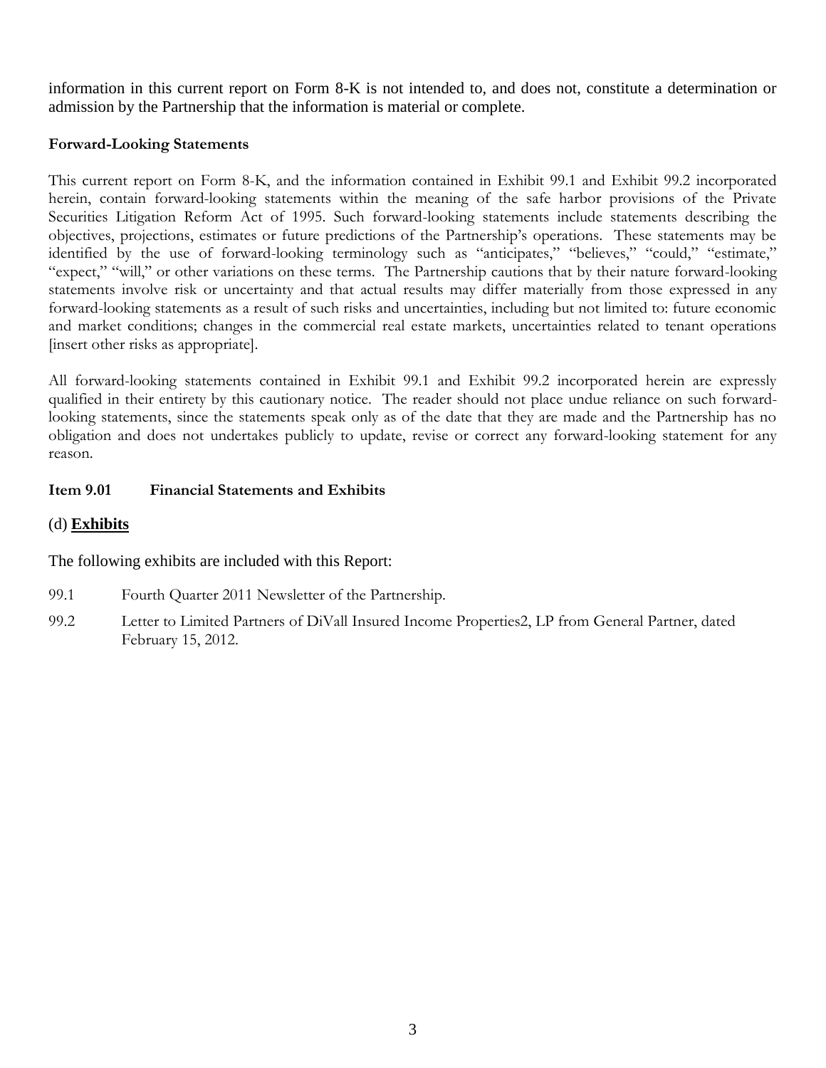information in this current report on Form 8-K is not intended to, and does not, constitute a determination or admission by the Partnership that the information is material or complete.

**Forward-Looking Statements**

This current report on Form 8-K, and the information contained in Exhibit 99.1 and Exhibit 99.2 incorporated herein, contain forward-looking statements within the meaning of the safe harbor provisions of the Private Securities Litigation Reform Act of 1995. Such forward-looking statements include statements describing the objectives, projections, estimates or future predictions of the Partnership's operations. These statements may be identified by the use of forward-looking terminology such as "anticipates," "believes," "could," "estimate," "expect," "will," or other variations on these terms. The Partnership cautions that by their nature forward-looking statements involve risk or uncertainty and that actual results may differ materially from those expressed in any forward-looking statements as a result of such risks and uncertainties, including but not limited to: future economic and market conditions; changes in the commercial real estate markets, uncertainties related to tenant operations [insert other risks as appropriate].

All forward-looking statements contained in Exhibit 99.1 and Exhibit 99.2 incorporated herein are expressly qualified in their entirety by this cautionary notice. The reader should not place undue reliance on such forward-looking statements, since the statements speak only as of the date that they are made and the Partnership has no obligation and does not undertakes publicly to update, revise or correct any forward-looking statement for any reason.

**Item 9.01 Financial Statements and Exhibits**

(d) **Exhibits**

The following exhibits are included with this Report:

99.1 Fourth Quarter 2011 Newsletter of the Partnership.

99.2 Letter to Limited Partners of DiVall Insured Income Properties2, LP from General Partner, dated February 15, 2012.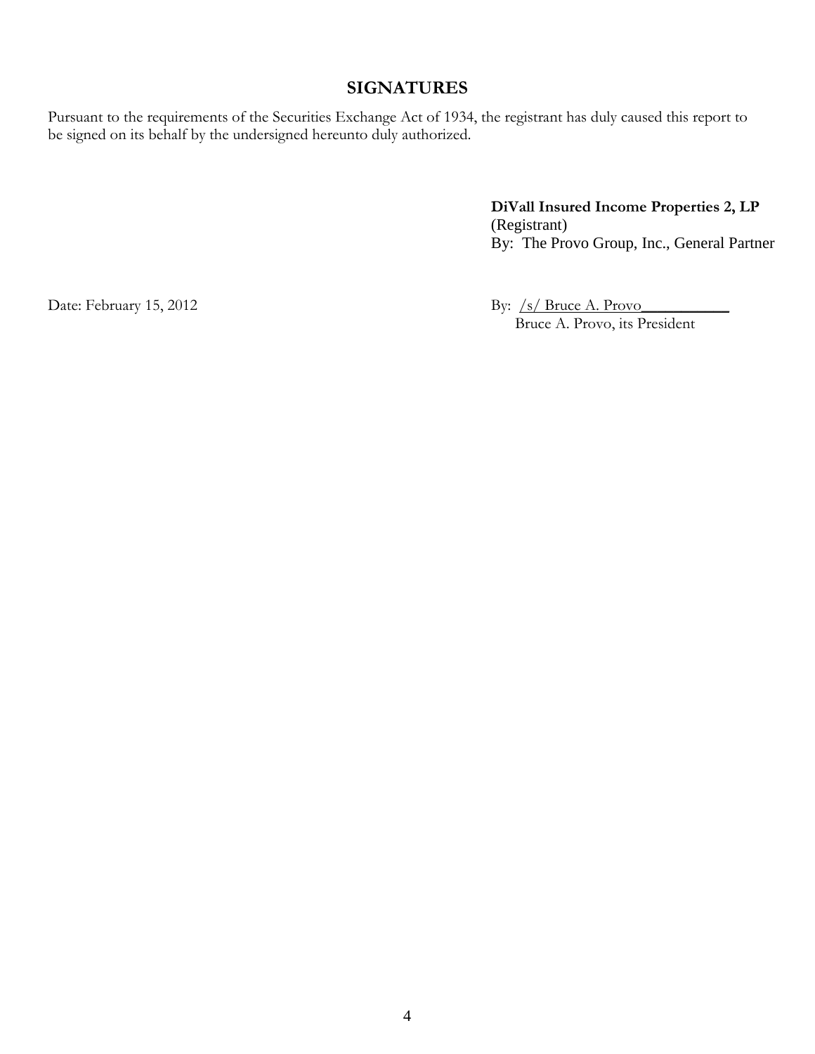## SIGNATURES

Pursuant to the requirements of the Securities Exchange Act of 1934, the registrant has duly caused this report to be signed on its behalf by the undersigned hereunto duly authorized.

**DiVall Insured Income Properties 2, LP**
(Registrant)
By: The Provo Group, Inc., General Partner

Date: February 15, 2012

By: /s/ Bruce A. Provo___________
Bruce A. Provo, its President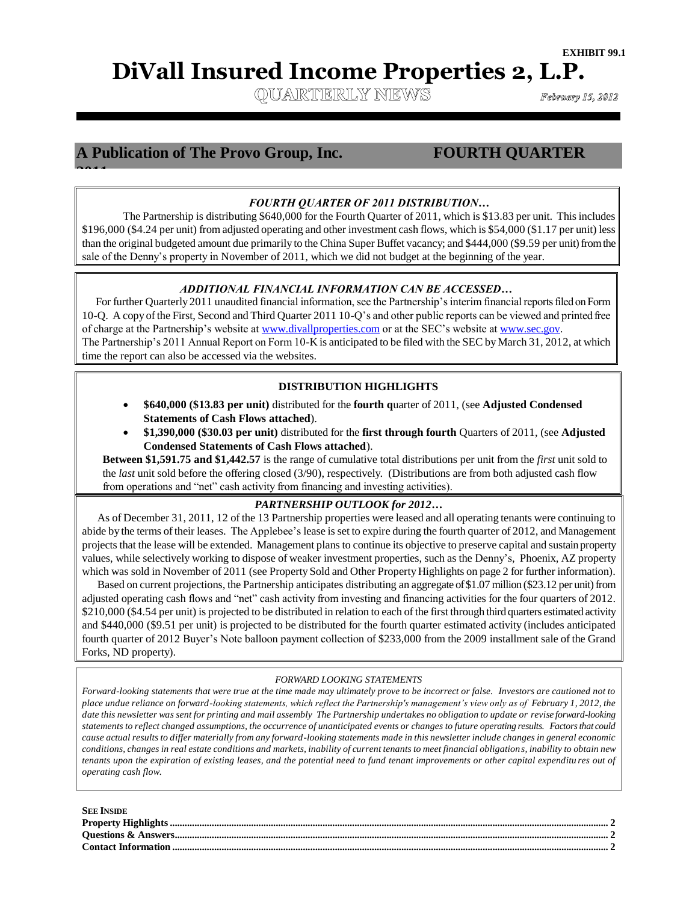**EXHIBIT 99.1**

# DiVall Insured Income Properties 2, L.P.

QUARTERLY NEWS

*February 15, 2012*

## A Publication of The Provo Group, Inc. FOURTH QUARTER 2011

### *FOURTH QUARTER OF 2011 DISTRIBUTION…*

The Partnership is distributing $640,000 for the Fourth Quarter of 2011, which is $13.83 per unit. This includes $196,000 ($4.24 per unit) from adjusted operating and other investment cash flows, which is $54,000 ($1.17 per unit) less than the original budgeted amount due primarily to the China Super Buffet vacancy; and $444,000 ($9.59 per unit) from the sale of the Denny's property in November of 2011, which we did not budget at the beginning of the year.

### *ADDITIONAL FINANCIAL INFORMATION CAN BE ACCESSED…*

For further Quarterly 2011 unaudited financial information, see the Partnership's interim financial reports filed on Form 10-Q. A copy of the First, Second and Third Quarter 2011 10-Q's and other public reports can be viewed and printed free of charge at the Partnership's website at www.divallproperties.com or at the SEC's website at www.sec.gov. The Partnership's 2011 Annual Report on Form 10-K is anticipated to be filed with the SEC by March 31, 2012, at which time the report can also be accessed via the websites.

### DISTRIBUTION HIGHLIGHTS

- **$640,000 ($13.83 per unit)** distributed for the **fourth q**uarter of 2011, (see **Adjusted Condensed Statements of Cash Flows attached**).
- **$1,390,000 ($30.03 per unit)** distributed for the **first through fourth** Quarters of 2011, (see **Adjusted Condensed Statements of Cash Flows attached**).

**Between $1,591.75 and $1,442.57** is the range of cumulative total distributions per unit from the *first* unit sold to the *last* unit sold before the offering closed (3/90), respectively. (Distributions are from both adjusted cash flow from operations and "net" cash activity from financing and investing activities).

### *PARTNERSHIP OUTLOOK for 2012…*

As of December 31, 2011, 12 of the 13 Partnership properties were leased and all operating tenants were continuing to abide by the terms of their leases. The Applebee's lease is set to expire during the fourth quarter of 2012, and Management projects that the lease will be extended. Management plans to continue its objective to preserve capital and sustain property values, while selectively working to dispose of weaker investment properties, such as the Denny's, Phoenix, AZ property which was sold in November of 2011 (see Property Sold and Other Property Highlights on page 2 for further information).

Based on current projections, the Partnership anticipates distributing an aggregate of $1.07 million ($23.12 per unit) from adjusted operating cash flows and "net" cash activity from investing and financing activities for the four quarters of 2012. $210,000 ($4.54 per unit) is projected to be distributed in relation to each of the first through third quarters estimated activity and $440,000 ($9.51 per unit) is projected to be distributed for the fourth quarter estimated activity (includes anticipated fourth quarter of 2012 Buyer's Note balloon payment collection of $233,000 from the 2009 installment sale of the Grand Forks, ND property).

*FORWARD LOOKING STATEMENTS*

*Forward-looking statements that were true at the time made may ultimately prove to be incorrect or false. Investors are cautioned not to place undue reliance on forward-looking statements, which reflect the Partnership's management's view only as of February 1, 2012, the date this newsletter was sent for printing and mail assembly The Partnership undertakes no obligation to update or revise forward-looking statements to reflect changed assumptions, the occurrence of unanticipated events or changes to future operating results. Factors that could cause actual results to differ materially from any forward-looking statements made in this newsletter include changes in general economic conditions, changes in real estate conditions and markets, inability of current tenants to meet financial obligations, inability to obtain new tenants upon the expiration of existing leases, and the potential need to fund tenant improvements or other capital expenditures out of operating cash flow.*

**SEE INSIDE**

| | |
|---|---|
| **Property Highlights** | **2** |
| **Questions & Answers** | **2** |
| **Contact Information** | **2** |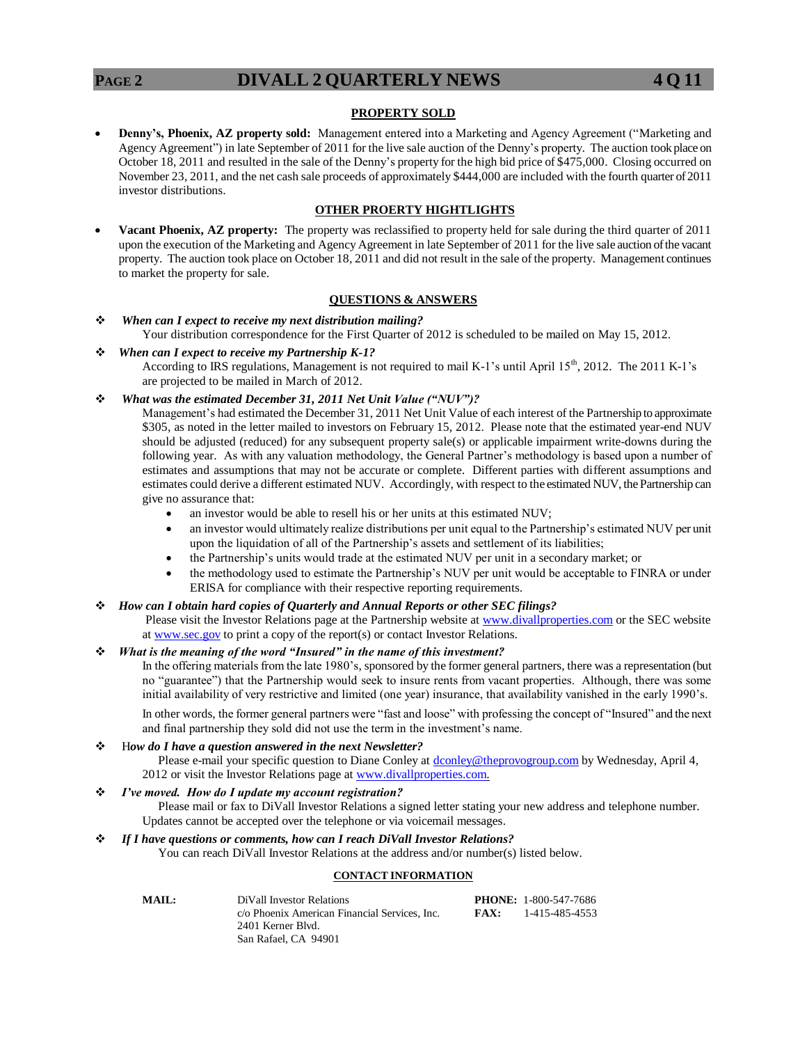## PROPERTY SOLD

- **Denny's, Phoenix, AZ property sold:** Management entered into a Marketing and Agency Agreement ("Marketing and Agency Agreement") in late September of 2011 for the live sale auction of the Denny's property. The auction took place on October 18, 2011 and resulted in the sale of the Denny's property for the high bid price of $475,000. Closing occurred on November 23, 2011, and the net cash sale proceeds of approximately $444,000 are included with the fourth quarter of 2011 investor distributions.

## OTHER PROERTY HIGHTLIGHTS

- **Vacant Phoenix, AZ property:** The property was reclassified to property held for sale during the third quarter of 2011 upon the execution of the Marketing and Agency Agreement in late September of 2011 for the live sale auction of the vacant property. The auction took place on October 18, 2011 and did not result in the sale of the property. Management continues to market the property for sale.

## QUESTIONS & ANSWERS

❖ ***When can I expect to receive my next distribution mailing?***

Your distribution correspondence for the First Quarter of 2012 is scheduled to be mailed on May 15, 2012.

❖ ***When can I expect to receive my Partnership K-1?***

According to IRS regulations, Management is not required to mail K-1's until April 15th, 2012. The 2011 K-1's are projected to be mailed in March of 2012.

❖ ***What was the estimated December 31, 2011 Net Unit Value ("NUV")?***

Management's had estimated the December 31, 2011 Net Unit Value of each interest of the Partnership to approximate $305, as noted in the letter mailed to investors on February 15, 2012. Please note that the estimated year-end NUV should be adjusted (reduced) for any subsequent property sale(s) or applicable impairment write-downs during the following year. As with any valuation methodology, the General Partner's methodology is based upon a number of estimates and assumptions that may not be accurate or complete. Different parties with different assumptions and estimates could derive a different estimated NUV. Accordingly, with respect to the estimated NUV, the Partnership can give no assurance that:

- an investor would be able to resell his or her units at this estimated NUV;
- an investor would ultimately realize distributions per unit equal to the Partnership's estimated NUV per unit upon the liquidation of all of the Partnership's assets and settlement of its liabilities;
- the Partnership's units would trade at the estimated NUV per unit in a secondary market; or
- the methodology used to estimate the Partnership's NUV per unit would be acceptable to FINRA or under ERISA for compliance with their respective reporting requirements.

❖ ***How can I obtain hard copies of Quarterly and Annual Reports or other SEC filings?***

Please visit the Investor Relations page at the Partnership website at www.divallproperties.com or the SEC website at www.sec.gov to print a copy of the report(s) or contact Investor Relations.

❖ ***What is the meaning of the word "Insured" in the name of this investment?***

In the offering materials from the late 1980's, sponsored by the former general partners, there was a representation (but no "guarantee") that the Partnership would seek to insure rents from vacant properties. Although, there was some initial availability of very restrictive and limited (one year) insurance, that availability vanished in the early 1990's.

In other words, the former general partners were "fast and loose" with professing the concept of "Insured" and the next and final partnership they sold did not use the term in the investment's name.

❖ H***ow do I have a question answered in the next Newsletter?***

Please e-mail your specific question to Diane Conley at dconley@theprovogroup.com by Wednesday, April 4, 2012 or visit the Investor Relations page at www.divallproperties.com.

❖ ***I've moved. How do I update my account registration?***

Please mail or fax to DiVall Investor Relations a signed letter stating your new address and telephone number. Updates cannot be accepted over the telephone or via voicemail messages.

❖ ***If I have questions or comments, how can I reach DiVall Investor Relations?***

You can reach DiVall Investor Relations at the address and/or number(s) listed below.

## CONTACT INFORMATION

**MAIL:**
DiVall Investor Relations
c/o Phoenix American Financial Services, Inc.
2401 Kerner Blvd.
San Rafael, CA 94901

**PHONE:** 1-800-547-7686
**FAX:** 1-415-485-4553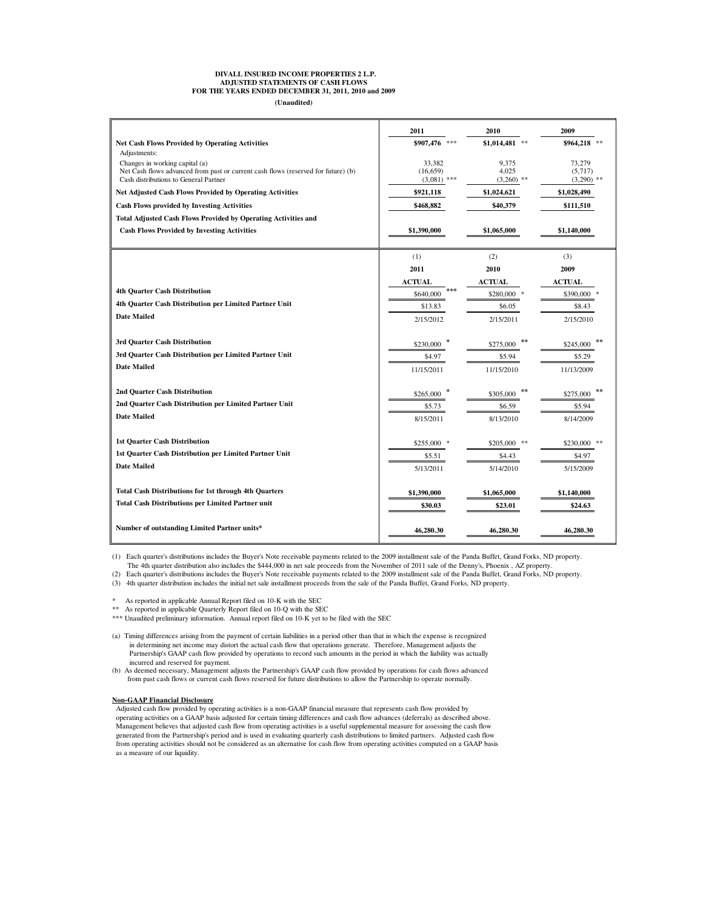**DIVALL INSURED INCOME PROPERTIES 2 L.P.**
**ADJUSTED STATEMENTS OF CASH FLOWS**
**FOR THE YEARS ENDED DECEMBER 31, 2011, 2010 and 2009**
**(Unaudited)**

| | 2011 | 2010 | 2009 |
|---|---|---|---|
| **Net Cash Flows Provided by Operating Activities** | **$907,476** *** | **$1,014,481** ** | **$964,218** ** |
| Adjustments: | | | |
| Changes in working capital (a) | 33,382 | 9,375 | 73,279 |
| Net Cash flows advanced from past or current cash flows (reserved for future) (b) | (16,659) | 4,025 | (5,717) |
| Cash distributions to General Partner | (3,081) *** | (3,260) ** | (3,290) ** |
| **Net Adjusted Cash Flows Provided by Operating Activities** | **$921,118** | **$1,024,621** | **$1,028,490** |
| **Cash Flows provided by Investing Activities** | **$468,882** | **$40,379** | **$111,510** |
| **Total Adjusted Cash Flows Provided by Operating Activities and Cash Flows Provided by Investing Activities** | **$1,390,000** | **$1,065,000** | **$1,140,000** |

| | (1) 2011 ACTUAL | (2) 2010 ACTUAL | (3) 2009 ACTUAL |
|---|---|---|---|
| **4th Quarter Cash Distribution** | $640,000 *** | $280,000 * | $390,000 * |
| **4th Quarter Cash Distribution per Limited Partner Unit** | $13.83 | $6.05 | $8.43 |
| **Date Mailed** | 2/15/2012 | 2/15/2011 | 2/15/2010 |
| **3rd Quarter Cash Distribution** | $230,000 * | $275,000 ** | $245,000 ** |
| **3rd Quarter Cash Distribution per Limited Partner Unit** | $4.97 | $5.94 | $5.29 |
| **Date Mailed** | 11/15/2011 | 11/15/2010 | 11/13/2009 |
| **2nd Quarter Cash Distribution** | $265,000 * | $305,000 ** | $275,000 ** |
| **2nd Quarter Cash Distribution per Limited Partner Unit** | $5.73 | $6.59 | $5.94 |
| **Date Mailed** | 8/15/2011 | 8/13/2010 | 8/14/2009 |
| **1st Quarter Cash Distribution** | $255,000 * | $205,000 ** | $230,000 ** |
| **1st Quarter Cash Distribution per Limited Partner Unit** | $5.51 | $4.43 | $4.97 |
| **Date Mailed** | 5/13/2011 | 5/14/2010 | 5/15/2009 |
| **Total Cash Distributions for 1st through 4th Quarters** | **$1,390,000** | **$1,065,000** | **$1,140,000** |
| **Total Cash Distributions per Limited Partner unit** | **$30.03** | **$23.01** | **$24.63** |
| **Number of outstanding Limited Partner units*** | **46,280.30** | **46,280.30** | **46,280.30** |

(1) Each quarter's distributions includes the Buyer's Note receivable payments related to the 2009 installment sale of the Panda Buffet, Grand Forks, ND property. The 4th quarter distribution also includes the $444,000 in net sale proceeds from the November of 2011 sale of the Denny's, Phoenix , AZ property.
(2) Each quarter's distributions includes the Buyer's Note receivable payments related to the 2009 installment sale of the Panda Buffet, Grand Forks, ND property.
(3) 4th quarter distribution includes the initial net sale installment proceeds from the sale of the Panda Buffet, Grand Forks, ND property.

\* As reported in applicable Annual Report filed on 10-K with the SEC
\** As reported in applicable Quarterly Report filed on 10-Q with the SEC
\*** Unaudited preliminary information. Annual report filed on 10-K yet to be filed with the SEC

(a) Timing differences arising from the payment of certain liabilities in a period other than that in which the expense is recognized in determining net income may distort the actual cash flow that operations generate. Therefore, Management adjusts the Partnership's GAAP cash flow provided by operations to record such amounts in the period in which the liability was actually incurred and reserved for payment.
(b) As deemed necessary, Management adjusts the Partnership's GAAP cash flow provided by operations for cash flows advanced from past cash flows or current cash flows reserved for future distributions to allow the Partnership to operate normally.

**Non-GAAP Financial Disclosure**

Adjusted cash flow provided by operating activities is a non-GAAP financial measure that represents cash flow provided by operating activities on a GAAP basis adjusted for certain timing differences and cash flow advances (deferrals) as described above. Management believes that adjusted cash flow from operating activities is a useful supplemental measure for assessing the cash flow generated from the Partnership's period and is used in evaluating quarterly cash distributions to limited partners. Adjusted cash flow from operating activities should not be considered as an alternative for cash flow from operating activities computed on a GAAP basis as a measure of our liquidity.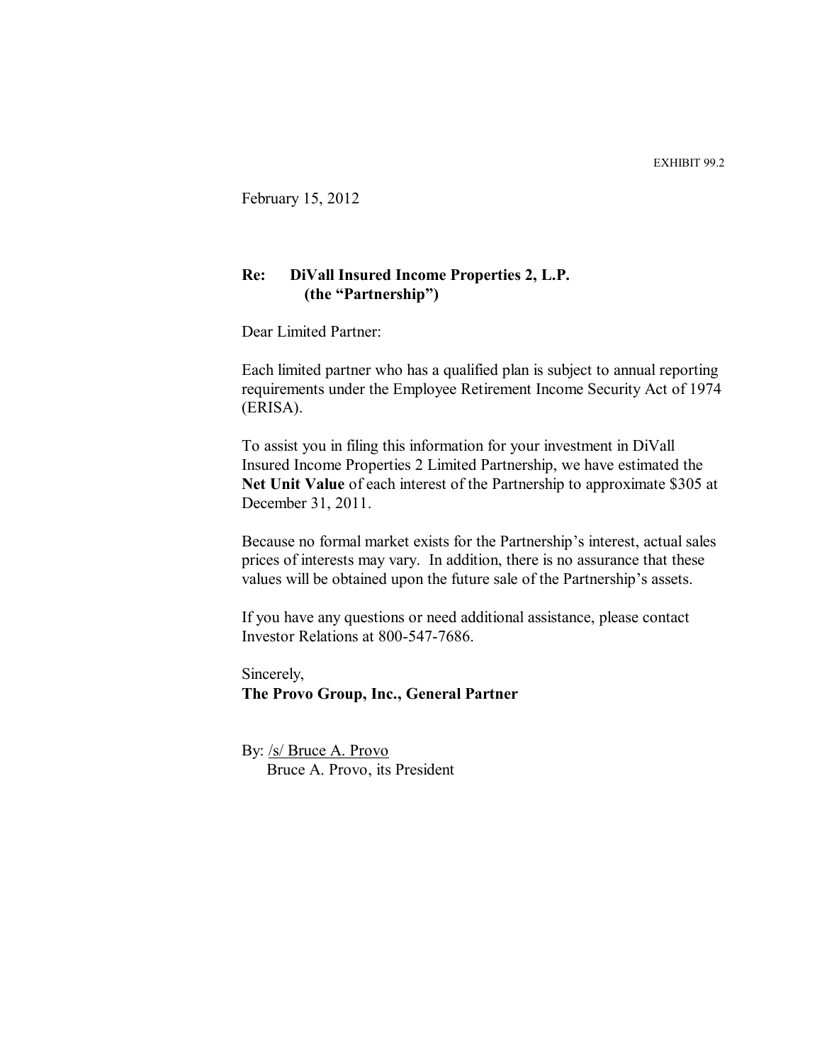EXHIBIT 99.2

February 15, 2012

**Re: DiVall Insured Income Properties 2, L.P.
(the "Partnership")**

Dear Limited Partner:

Each limited partner who has a qualified plan is subject to annual reporting requirements under the Employee Retirement Income Security Act of 1974 (ERISA).

To assist you in filing this information for your investment in DiVall Insured Income Properties 2 Limited Partnership, we have estimated the **Net Unit Value** of each interest of the Partnership to approximate $305 at December 31, 2011.

Because no formal market exists for the Partnership's interest, actual sales prices of interests may vary. In addition, there is no assurance that these values will be obtained upon the future sale of the Partnership's assets.

If you have any questions or need additional assistance, please contact Investor Relations at 800-547-7686.

Sincerely,
**The Provo Group, Inc., General Partner**

By: /s/ Bruce A. Provo
Bruce A. Provo, its President